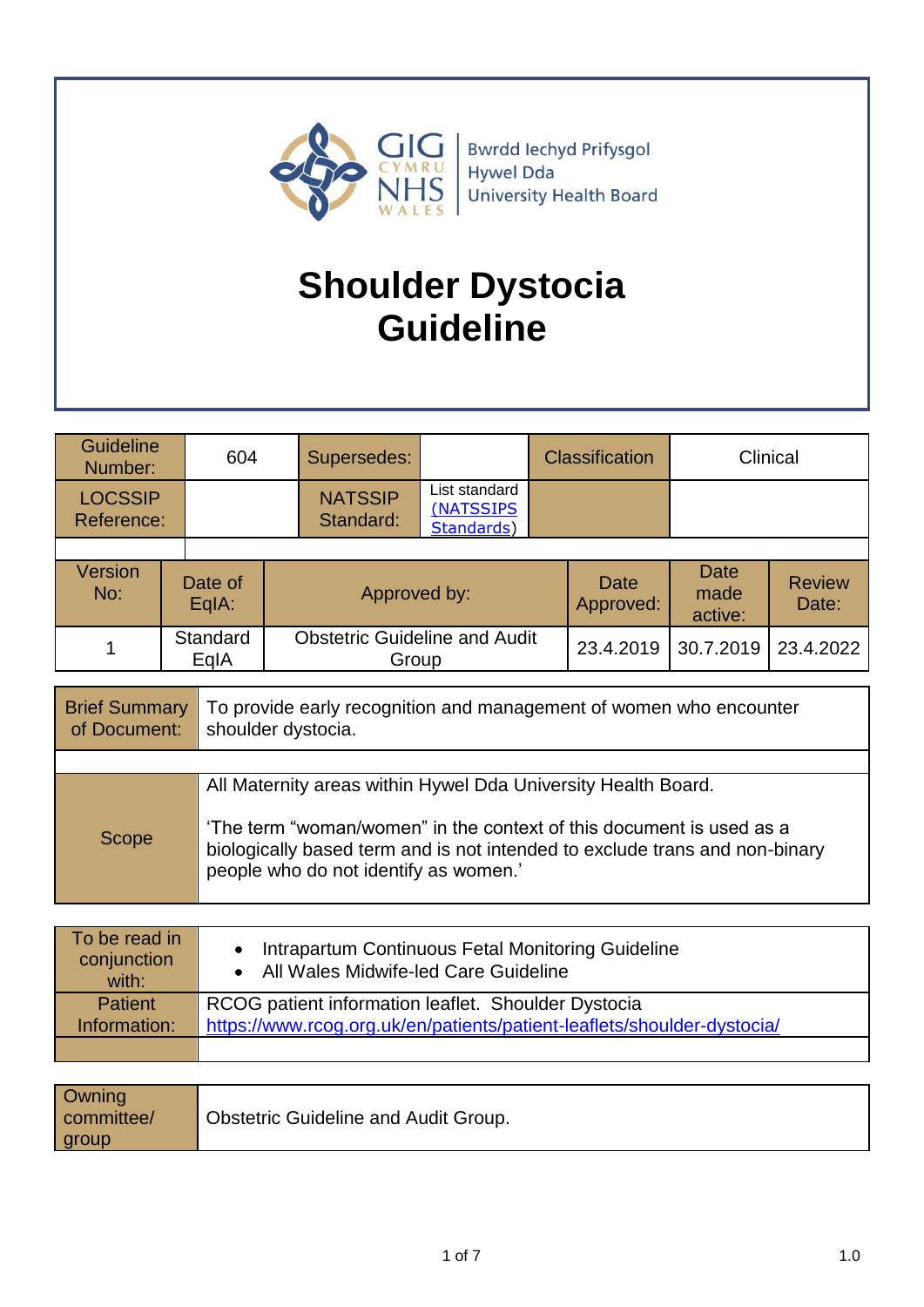Bwrdd Iechyd Prifysgol Hywel Dda University Health Board

# Shoulder Dystocia Guideline

| Guideline Number: | 604 | Supersedes: | | Classification | Clinical |
|---|---|---|---|---|---|
| LOCSSIP Reference: | | NATSSIP Standard: | List standard (NATSSIPS Standards) | | |

| Version No: | Date of EqIA: | Approved by: | Date Approved: | Date made active: | Review Date: |
|---|---|---|---|---|---|
| 1 | Standard EqIA | Obstetric Guideline and Audit Group | 23.4.2019 | 30.7.2019 | 23.4.2022 |

| | |
|---|---|
| Brief Summary of Document: | To provide early recognition and management of women who encounter shoulder dystocia. |
| Scope | All Maternity areas within Hywel Dda University Health Board.<br><br>'The term "woman/women" in the context of this document is used as a biologically based term and is not intended to exclude trans and non-binary people who do not identify as women.' |

| | |
|---|---|
| To be read in conjunction with: | • Intrapartum Continuous Fetal Monitoring Guideline<br>• All Wales Midwife-led Care Guideline |
| Patient Information: | RCOG patient information leaflet. Shoulder Dystocia https://www.rcog.org.uk/en/patients/patient-leaflets/shoulder-dystocia/ |

| | |
|---|---|
| Owning committee/ group | Obstetric Guideline and Audit Group. |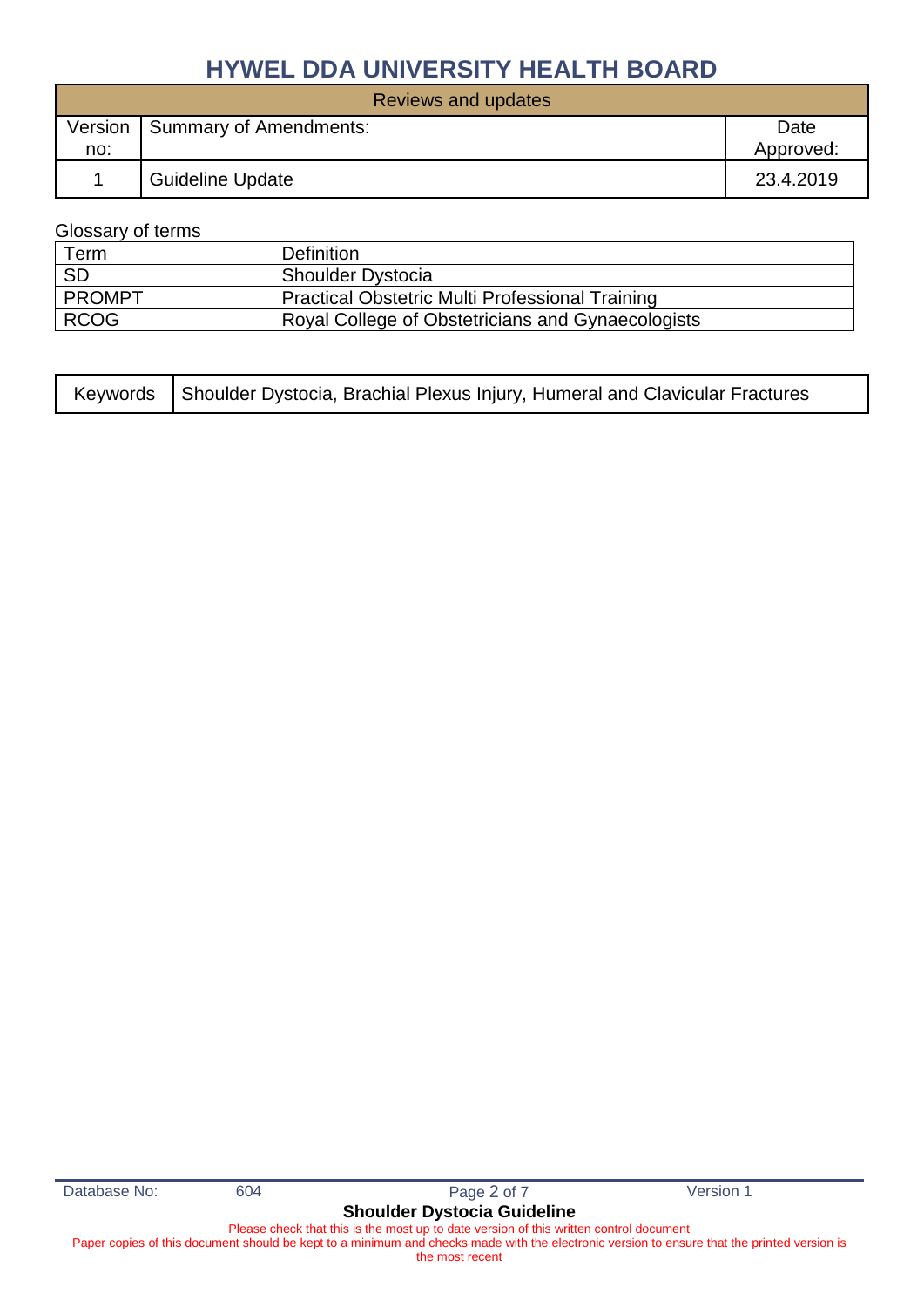| Reviews and updates | | |
|---|---|---|
| Version no: | Summary of Amendments: | Date Approved: |
| 1 | Guideline Update | 23.4.2019 |

Glossary of terms

| Term | Definition |
|---|---|
| SD | Shoulder Dystocia |
| PROMPT | Practical Obstetric Multi Professional Training |
| RCOG | Royal College of Obstetricians and Gynaecologists |

| Keywords | Shoulder Dystocia, Brachial Plexus Injury, Humeral and Clavicular Fractures |
|---|---|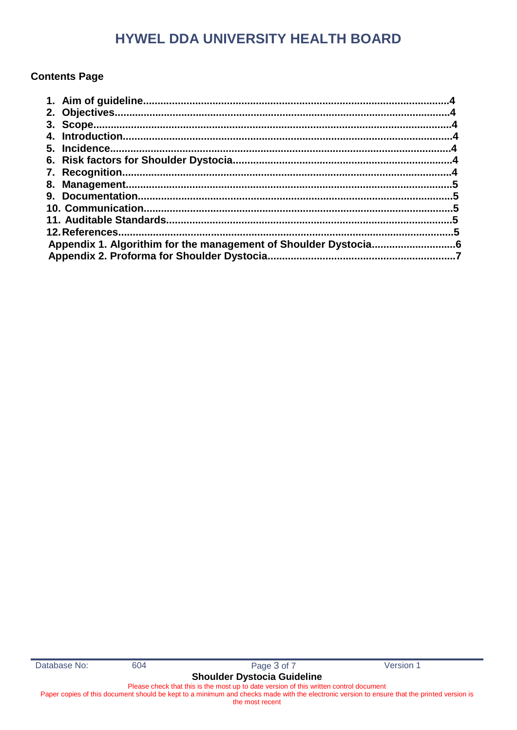# HYWEL DDA UNIVERSITY HEALTH BOARD

**Contents Page**

1. **Aim of guideline........................................................................................................4**
2. **Objectives.................................................................................................................4**
3. **Scope.........................................................................................................................4**
4. **Introduction...............................................................................................................4**
5. **Incidence...................................................................................................................4**
6. **Risk factors for Shoulder Dystocia..........................................................................4**
7. **Recognition...............................................................................................................4**
8. **Management.............................................................................................................5**
9. **Documentation..........................................................................................................5**
10. **Communication.........................................................................................................5**
11. **Auditable Standards.................................................................................................5**
12. **References.................................................................................................................5**

**Appendix 1. Algorithim for the management of Shoulder Dystocia............................6**
**Appendix 2. Proforma for Shoulder Dystocia................................................................7**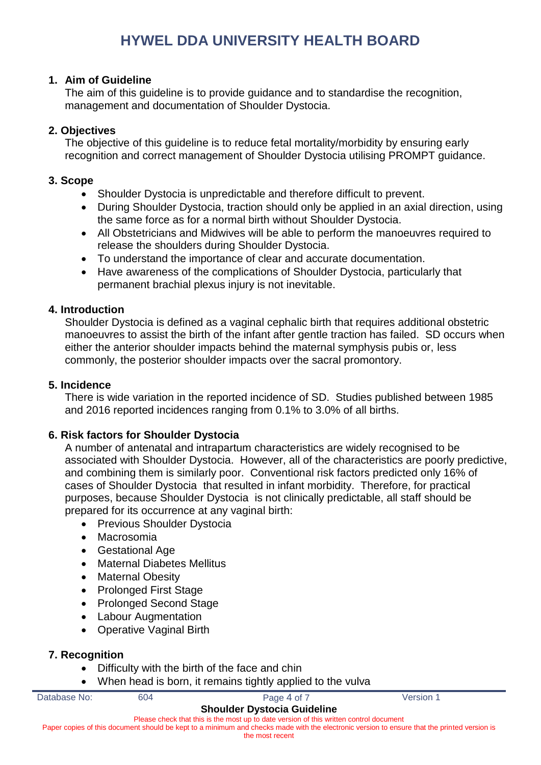# HYWEL DDA UNIVERSITY HEALTH BOARD

## 1. Aim of Guideline

The aim of this guideline is to provide guidance and to standardise the recognition, management and documentation of Shoulder Dystocia.

## 2. Objectives

The objective of this guideline is to reduce fetal mortality/morbidity by ensuring early recognition and correct management of Shoulder Dystocia utilising PROMPT guidance.

## 3. Scope

- Shoulder Dystocia is unpredictable and therefore difficult to prevent.
- During Shoulder Dystocia, traction should only be applied in an axial direction, using the same force as for a normal birth without Shoulder Dystocia.
- All Obstetricians and Midwives will be able to perform the manoeuvres required to release the shoulders during Shoulder Dystocia.
- To understand the importance of clear and accurate documentation.
- Have awareness of the complications of Shoulder Dystocia, particularly that permanent brachial plexus injury is not inevitable.

## 4. Introduction

Shoulder Dystocia is defined as a vaginal cephalic birth that requires additional obstetric manoeuvres to assist the birth of the infant after gentle traction has failed. SD occurs when either the anterior shoulder impacts behind the maternal symphysis pubis or, less commonly, the posterior shoulder impacts over the sacral promontory.

## 5. Incidence

There is wide variation in the reported incidence of SD. Studies published between 1985 and 2016 reported incidences ranging from 0.1% to 3.0% of all births.

## 6. Risk factors for Shoulder Dystocia

A number of antenatal and intrapartum characteristics are widely recognised to be associated with Shoulder Dystocia. However, all of the characteristics are poorly predictive, and combining them is similarly poor. Conventional risk factors predicted only 16% of cases of Shoulder Dystocia that resulted in infant morbidity. Therefore, for practical purposes, because Shoulder Dystocia is not clinically predictable, all staff should be prepared for its occurrence at any vaginal birth:

- Previous Shoulder Dystocia
- Macrosomia
- Gestational Age
- Maternal Diabetes Mellitus
- Maternal Obesity
- Prolonged First Stage
- Prolonged Second Stage
- Labour Augmentation
- Operative Vaginal Birth

## 7. Recognition

- Difficulty with the birth of the face and chin
- When head is born, it remains tightly applied to the vulva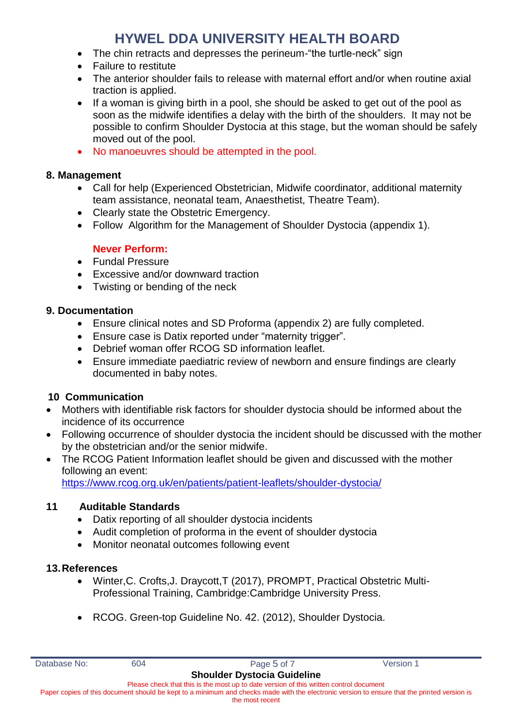- The chin retracts and depresses the perineum-“the turtle-neck” sign
- Failure to restitute
- The anterior shoulder fails to release with maternal effort and/or when routine axial traction is applied.
- If a woman is giving birth in a pool, she should be asked to get out of the pool as soon as the midwife identifies a delay with the birth of the shoulders. It may not be possible to confirm Shoulder Dystocia at this stage, but the woman should be safely moved out of the pool.
- No manoeuvres should be attempted in the pool.

## 8. Management

- Call for help (Experienced Obstetrician, Midwife coordinator, additional maternity team assistance, neonatal team, Anaesthetist, Theatre Team).
- Clearly state the Obstetric Emergency.
- Follow Algorithm for the Management of Shoulder Dystocia (appendix 1).

**Never Perform:**

- Fundal Pressure
- Excessive and/or downward traction
- Twisting or bending of the neck

## 9. Documentation

- Ensure clinical notes and SD Proforma (appendix 2) are fully completed.
- Ensure case is Datix reported under “maternity trigger”.
- Debrief woman offer RCOG SD information leaflet.
- Ensure immediate paediatric review of newborn and ensure findings are clearly documented in baby notes.

## 10 Communication

- Mothers with identifiable risk factors for shoulder dystocia should be informed about the incidence of its occurrence
- Following occurrence of shoulder dystocia the incident should be discussed with the mother by the obstetrician and/or the senior midwife.
- The RCOG Patient Information leaflet should be given and discussed with the mother following an event: https://www.rcog.org.uk/en/patients/patient-leaflets/shoulder-dystocia/

## 11 Auditable Standards

- Datix reporting of all shoulder dystocia incidents
- Audit completion of proforma in the event of shoulder dystocia
- Monitor neonatal outcomes following event

## 13. References

- Winter,C. Crofts,J. Draycott,T (2017), PROMPT, Practical Obstetric Multi-Professional Training, Cambridge:Cambridge University Press.
- RCOG. Green-top Guideline No. 42. (2012), Shoulder Dystocia.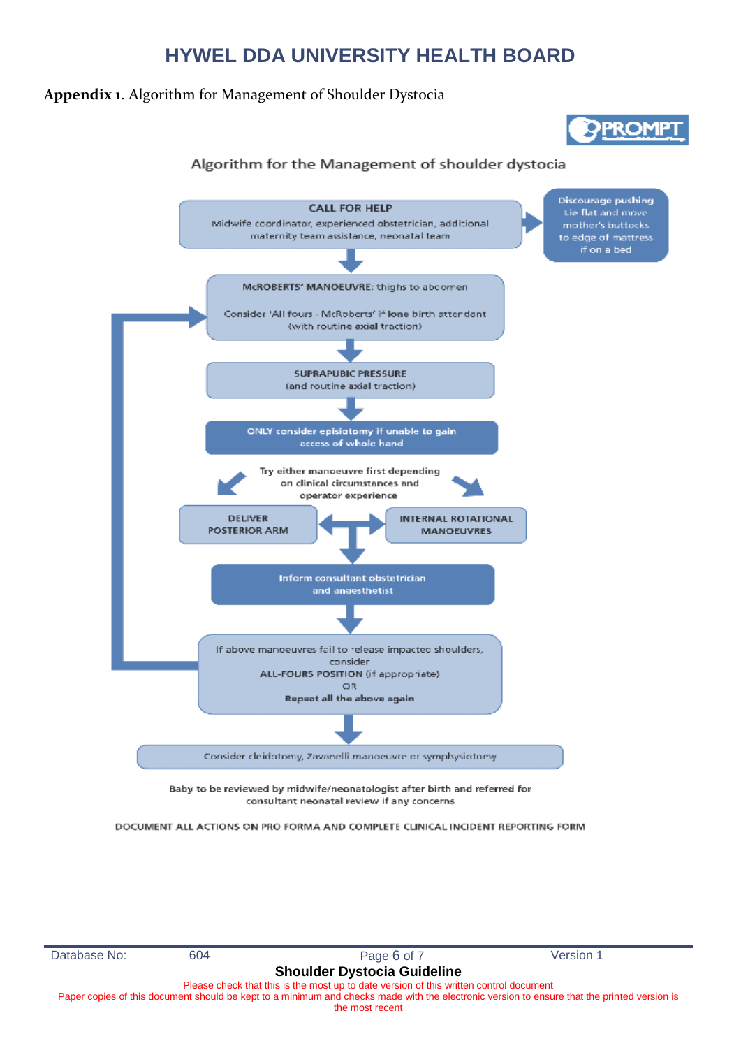**Appendix 1**. Algorithm for Management of Shoulder Dystocia

PROMPT

## Algorithm for the Management of shoulder dystocia

**CALL FOR HELP**
Midwife coordinator, experienced obstetrician, additional maternity team assistance, neonatal team

→ **Discourage pushing**
Lie flat and move mother's buttocks to edge of mattress if on a bed

↓

**McROBERTS' MANOEUVRE**: thighs to abdomen

Consider 'All fours - McRoberts' if **lone** birth attendant (with routine axial traction)

↓

**SUPRAPUBIC PRESSURE**
(and routine axial traction)

↓

**ONLY consider episiotomy if unable to gain access of whole hand**

Try either manoeuvre first depending on clinical circumstances and operator experience

**DELIVER POSTERIOR ARM** ↔ **INTERNAL ROTATIONAL MANOEUVRES**

↓

**Inform consultant obstetrician and anaesthetist**

↓

If above manoeuvres fail to release impacted shoulders, consider
**ALL-FOURS POSITION** (if appropriate)
OR
**Repeat all the above again** (→ return to McRoberts' manoeuvre)

↓

Consider cleidotomy, Zavanelli manoeuvre or symphysiotomy

Baby to be reviewed by midwife/neonatologist after birth and referred for consultant neonatal review if any concerns

DOCUMENT ALL ACTIONS ON PRO FORMA AND COMPLETE CLINICAL INCIDENT REPORTING FORM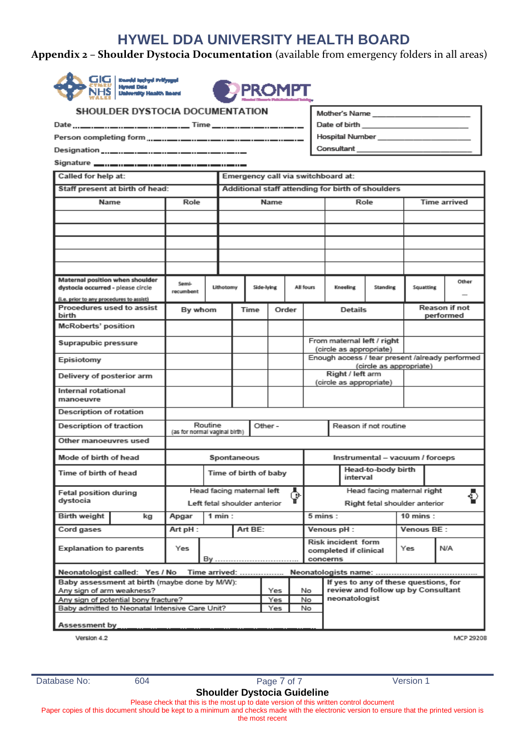# HYWEL DDA UNIVERSITY HEALTH BOARD

**Appendix 2 – Shoulder Dystocia Documentation** (available from emergency folders in all areas)

GIG CYMRU NHS WALES | Bwrdd Iechyd Prifysgol Hywel Dda University Health Board

PROMPT

## SHOULDER DYSTOCIA DOCUMENTATION

Date ______________________ Time ______________________

Person completing form ______________________

Designation ______________________

Signature ______________________

Mother's Name ______________________

Date of birth ______________________

Hospital Number ______________________

Consultant ______________________

| Called for help at: | | Emergency call via switchboard at: | | |
|---|---|---|---|---|
| **Staff present at birth of head:** | | **Additional staff attending for birth of shoulders** | | |
| **Name** | **Role** | **Name** | **Role** | **Time arrived** |
| | | | | |
| | | | | |
| | | | | |
| | | | | |
| | | | | |

| | | | | | | | | |
|---|---|---|---|---|---|---|---|---|
| **Maternal position when shoulder dystocia occurred** - please circle (i.e. prior to any procedures to assist) | Semi-recumbent | Lithotomy | Side-lying | All fours | Kneeling | Standing | Squatting | Other — |

| **Procedures used to assist birth** | **By whom** | **Time** | **Order** | **Details** | **Reason if not performed** |
|---|---|---|---|---|---|
| McRoberts' position | | | | | |
| Suprapubic pressure | | | | From maternal left / right (circle as appropriate) | |
| Episiotomy | | | | Enough access / tear present /already performed (circle as appropriate) | |
| Delivery of posterior arm | | | | Right / left arm (circle as appropriate) | |
| Internal rotational manoeuvre | | | | | |
| Description of rotation | | | | | |
| Description of traction | Routine (as for normal vaginal birth) | Other - | | Reason if not routine | |
| Other manoeuvres used | | | | | |

| | | | | |
|---|---|---|---|---|
| **Mode of birth of head** | Spontaneous | | Instrumental – vacuum / forceps | |
| **Time of birth of head** | | Time of birth of baby | | Head-to-body birth interval |
| **Fetal position during dystocia** | Head facing maternal left<br>Left fetal shoulder anterior | | Head facing maternal right<br>Right fetal shoulder anterior | |
| **Birth weight** kg | Apgar | 1 min : | 5 mins : | 10 mins : |
| **Cord gases** | Art pH : | Art BE: | Venous pH : | Venous BE : |
| **Explanation to parents** | Yes | By ................................ | Risk incident form completed if clinical concerns | Yes / N/A |

Neonatologist called: Yes / No Time arrived: ............... Neonatologists name: ........................................

| Baby assessment at birth (maybe done by M/W): | | | If yes to any of these questions, for review and follow up by Consultant neonatologist |
|---|---|---|---|
| Any sign of arm weakness? | Yes | No | |
| Any sign of potential bony fracture? | Yes | No | |
| Baby admitted to Neonatal Intensive Care Unit? | Yes | No | |
| Assessment by ______________________ | | | |

Version 4.2 MCP 29208